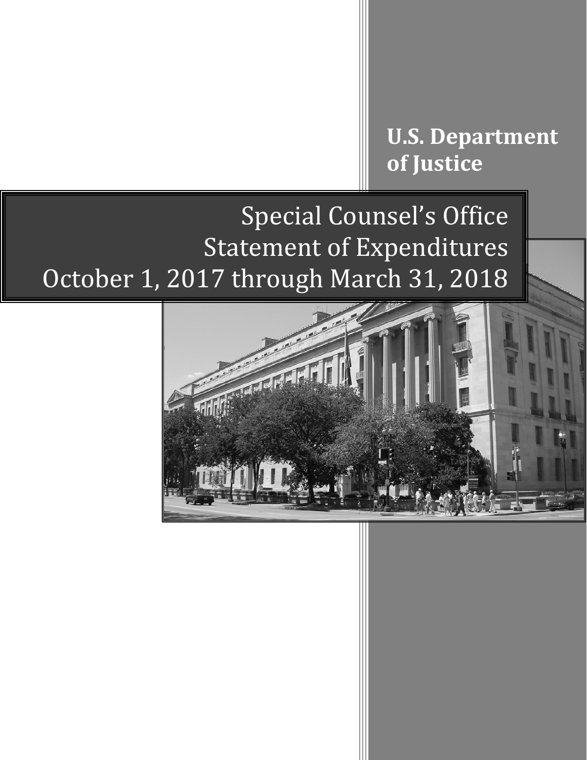**U.S. Department of Justice**

# Special Counsel's Office
# Statement of Expenditures
# October 1, 2017 through March 31, 2018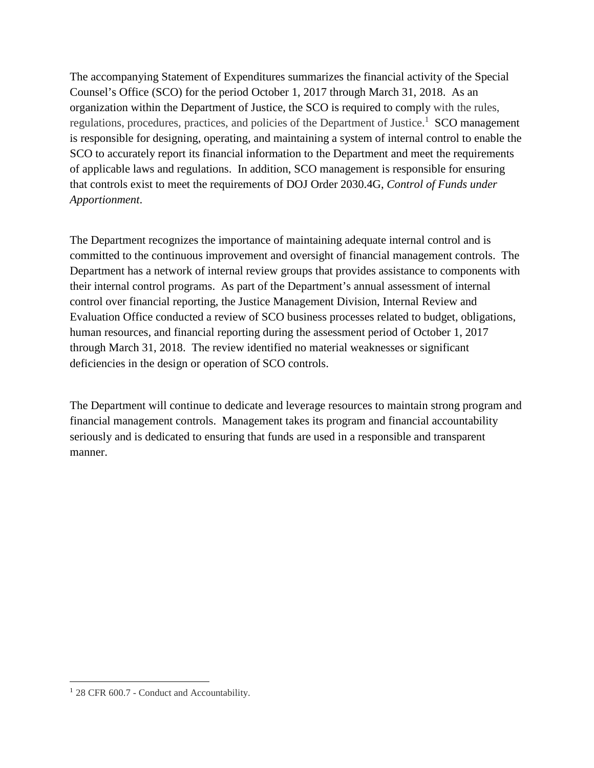The accompanying Statement of Expenditures summarizes the financial activity of the Special Counsel's Office (SCO) for the period October 1, 2017 through March 31, 2018. As an organization within the Department of Justice, the SCO is required to comply with the rules, regulations, procedures, practices, and policies of the Department of Justice.[1] SCO management is responsible for designing, operating, and maintaining a system of internal control to enable the SCO to accurately report its financial information to the Department and meet the requirements of applicable laws and regulations. In addition, SCO management is responsible for ensuring that controls exist to meet the requirements of DOJ Order 2030.4G, *Control of Funds under Apportionment*.

The Department recognizes the importance of maintaining adequate internal control and is committed to the continuous improvement and oversight of financial management controls. The Department has a network of internal review groups that provides assistance to components with their internal control programs. As part of the Department's annual assessment of internal control over financial reporting, the Justice Management Division, Internal Review and Evaluation Office conducted a review of SCO business processes related to budget, obligations, human resources, and financial reporting during the assessment period of October 1, 2017 through March 31, 2018. The review identified no material weaknesses or significant deficiencies in the design or operation of SCO controls.

The Department will continue to dedicate and leverage resources to maintain strong program and financial management controls. Management takes its program and financial accountability seriously and is dedicated to ensuring that funds are used in a responsible and transparent manner.

---

[1] 28 CFR 600.7 - Conduct and Accountability.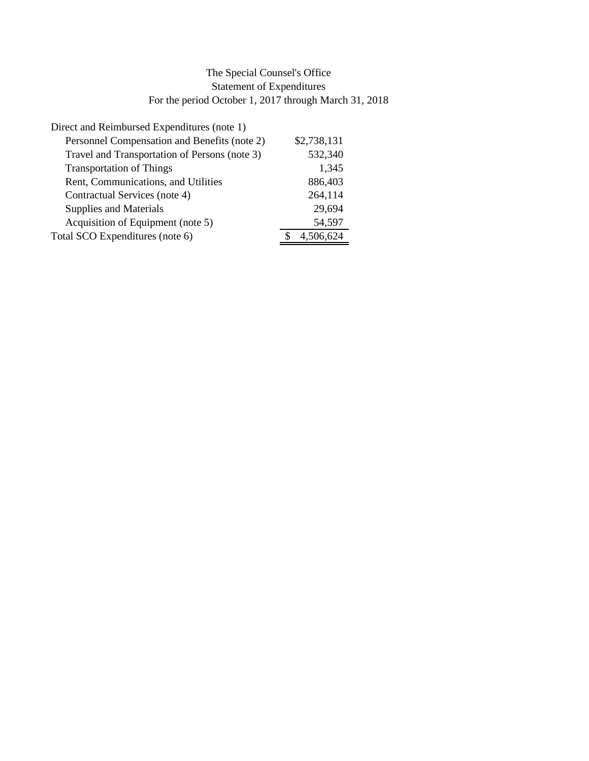# The Special Counsel's Office

## Statement of Expenditures

### For the period October 1, 2017 through March 31, 2018

| | |
|---|---|
| Direct and Reimbursed Expenditures (note 1) | |
| Personnel Compensation and Benefits (note 2) | $2,738,131 |
| Travel and Transportation of Persons (note 3) | 532,340 |
| Transportation of Things | 1,345 |
| Rent, Communications, and Utilities | 886,403 |
| Contractual Services (note 4) | 264,114 |
| Supplies and Materials | 29,694 |
| Acquisition of Equipment (note 5) | 54,597 |
| Total SCO Expenditures (note 6) | $ 4,506,624 |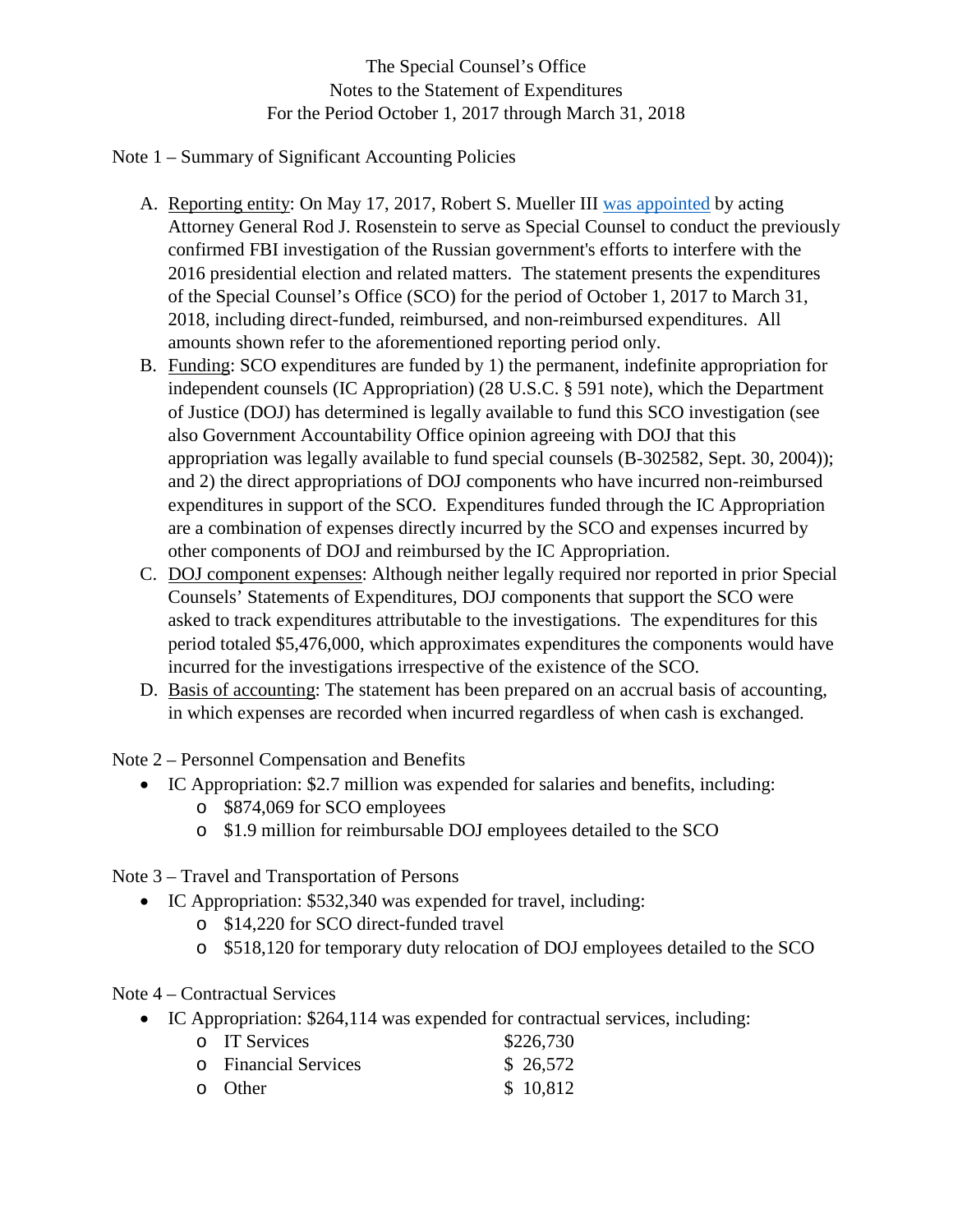The Special Counsel's Office
Notes to the Statement of Expenditures
For the Period October 1, 2017 through March 31, 2018

Note 1 – Summary of Significant Accounting Policies

A. Reporting entity: On May 17, 2017, Robert S. Mueller III was appointed by acting Attorney General Rod J. Rosenstein to serve as Special Counsel to conduct the previously confirmed FBI investigation of the Russian government's efforts to interfere with the 2016 presidential election and related matters. The statement presents the expenditures of the Special Counsel's Office (SCO) for the period of October 1, 2017 to March 31, 2018, including direct-funded, reimbursed, and non-reimbursed expenditures. All amounts shown refer to the aforementioned reporting period only.
B. Funding: SCO expenditures are funded by 1) the permanent, indefinite appropriation for independent counsels (IC Appropriation) (28 U.S.C. § 591 note), which the Department of Justice (DOJ) has determined is legally available to fund this SCO investigation (see also Government Accountability Office opinion agreeing with DOJ that this appropriation was legally available to fund special counsels (B-302582, Sept. 30, 2004)); and 2) the direct appropriations of DOJ components who have incurred non-reimbursed expenditures in support of the SCO. Expenditures funded through the IC Appropriation are a combination of expenses directly incurred by the SCO and expenses incurred by other components of DOJ and reimbursed by the IC Appropriation.
C. DOJ component expenses: Although neither legally required nor reported in prior Special Counsels' Statements of Expenditures, DOJ components that support the SCO were asked to track expenditures attributable to the investigations. The expenditures for this period totaled $5,476,000, which approximates expenditures the components would have incurred for the investigations irrespective of the existence of the SCO.
D. Basis of accounting: The statement has been prepared on an accrual basis of accounting, in which expenses are recorded when incurred regardless of when cash is exchanged.

Note 2 – Personnel Compensation and Benefits

- IC Appropriation: $2.7 million was expended for salaries and benefits, including:
  - $874,069 for SCO employees
  - $1.9 million for reimbursable DOJ employees detailed to the SCO

Note 3 – Travel and Transportation of Persons

- IC Appropriation: $532,340 was expended for travel, including:
  - $14,220 for SCO direct-funded travel
  - $518,120 for temporary duty relocation of DOJ employees detailed to the SCO

Note 4 – Contractual Services

- IC Appropriation: $264,114 was expended for contractual services, including:
  - IT Services $226,730
  - Financial Services $ 26,572
  - Other $ 10,812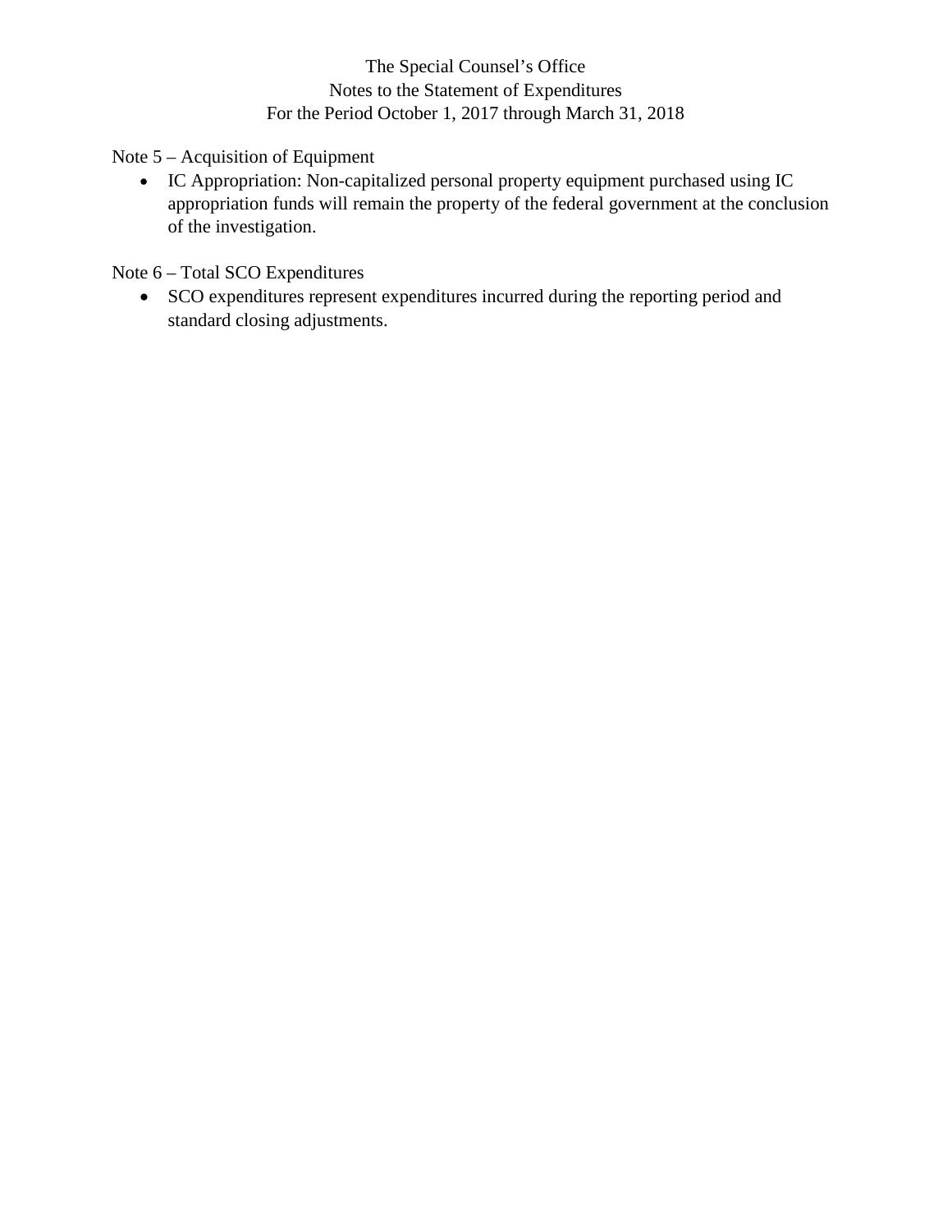The Special Counsel's Office

Notes to the Statement of Expenditures

For the Period October 1, 2017 through March 31, 2018

Note 5 – Acquisition of Equipment

- IC Appropriation: Non-capitalized personal property equipment purchased using IC appropriation funds will remain the property of the federal government at the conclusion of the investigation.

Note 6 – Total SCO Expenditures

- SCO expenditures represent expenditures incurred during the reporting period and standard closing adjustments.